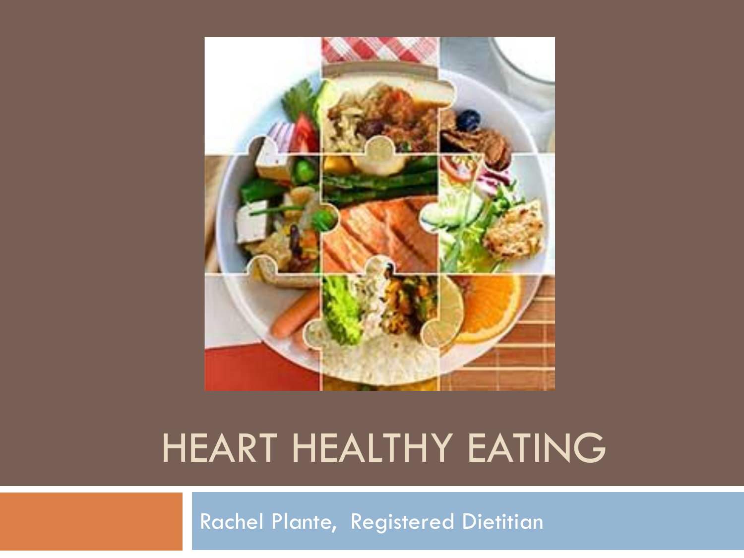# HEART HEALTHY EATING

Rachel Plante, Registered Dietitian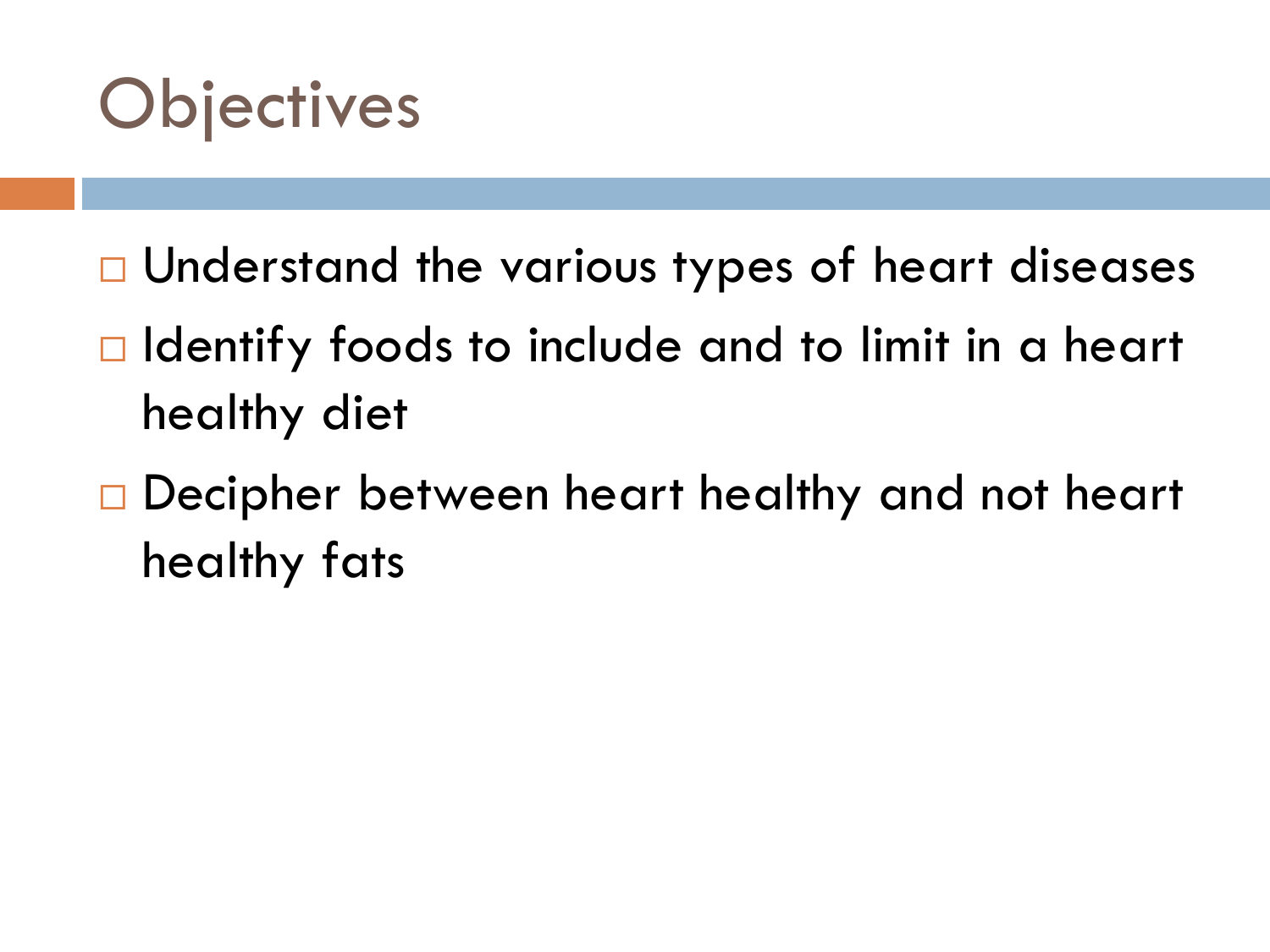# Objectives

- Understand the various types of heart diseases
- Identify foods to include and to limit in a heart healthy diet
- Decipher between heart healthy and not heart healthy fats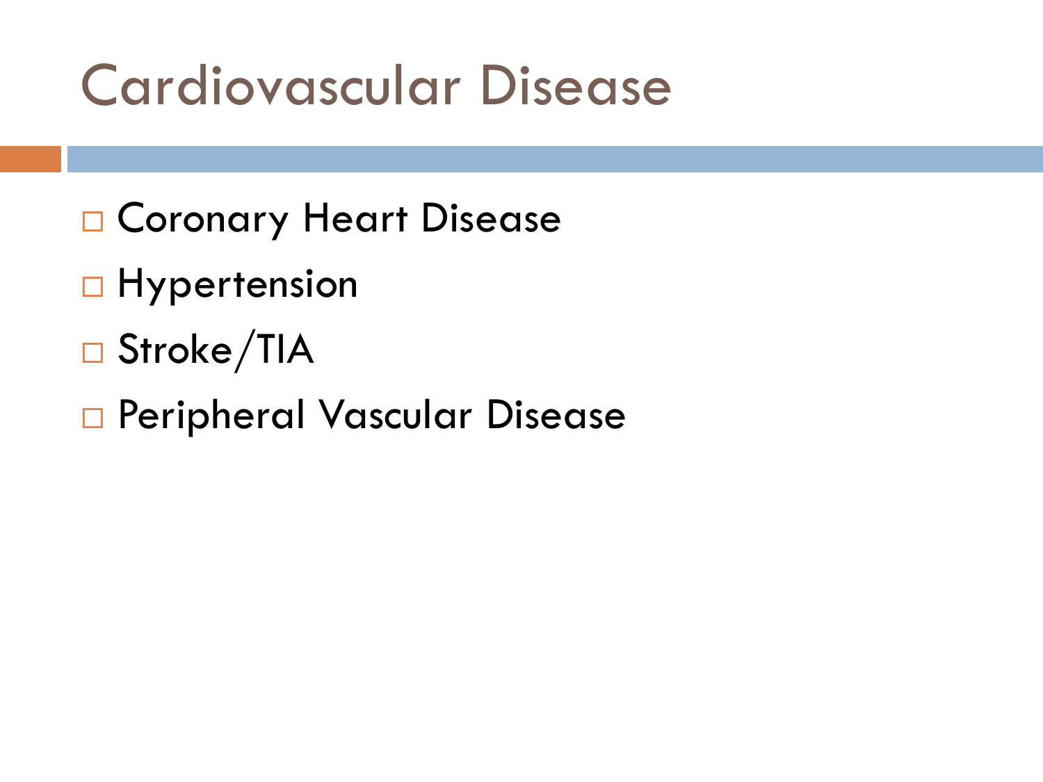# Cardiovascular Disease

- Coronary Heart Disease
- Hypertension
- Stroke/TIA
- Peripheral Vascular Disease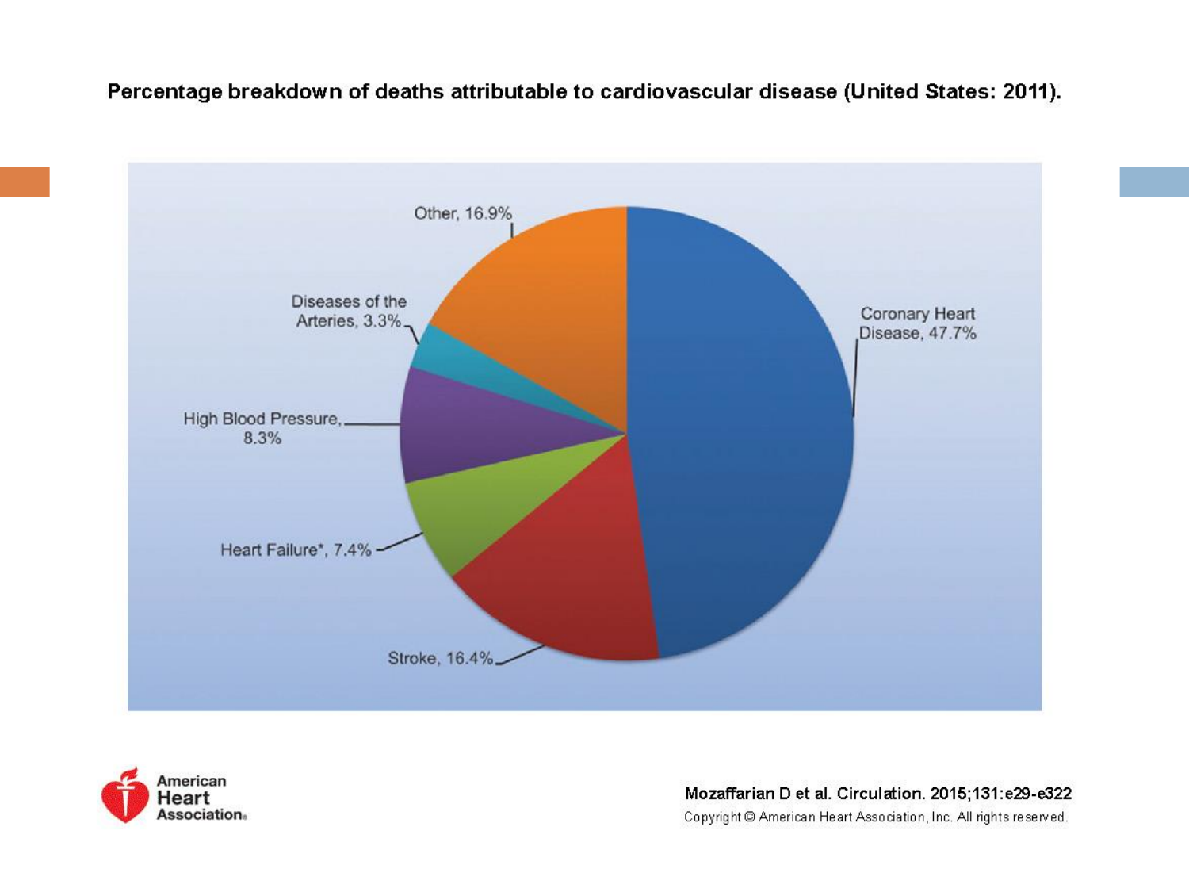**Percentage breakdown of deaths attributable to cardiovascular disease (United States: 2011).**

- Coronary Heart Disease, 47.7%
- Stroke, 16.4%
- Heart Failure*, 7.4%
- High Blood Pressure, 8.3%
- Diseases of the Arteries, 3.3%
- Other, 16.9%

American Heart Association

Mozaffarian D et al. Circulation. 2015;131:e29-e322

Copyright © American Heart Association, Inc. All rights reserved.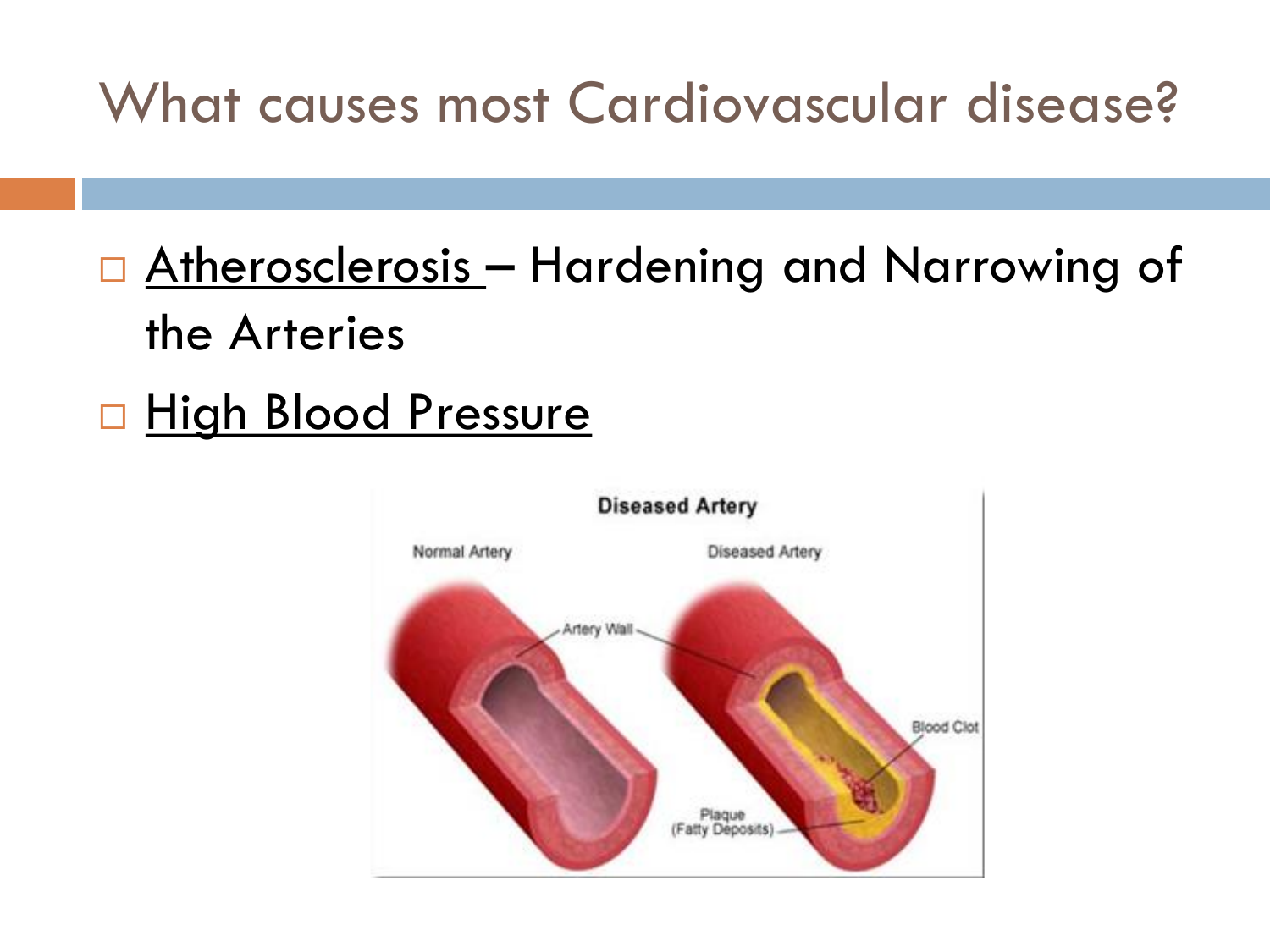# What causes most Cardiovascular disease?

- <u>Atherosclerosis</u> – Hardening and Narrowing of the Arteries
- <u>High Blood Pressure</u>

Diseased Artery

Normal Artery

Diseased Artery

Artery Wall

Blood Clot

Plaque (Fatty Deposits)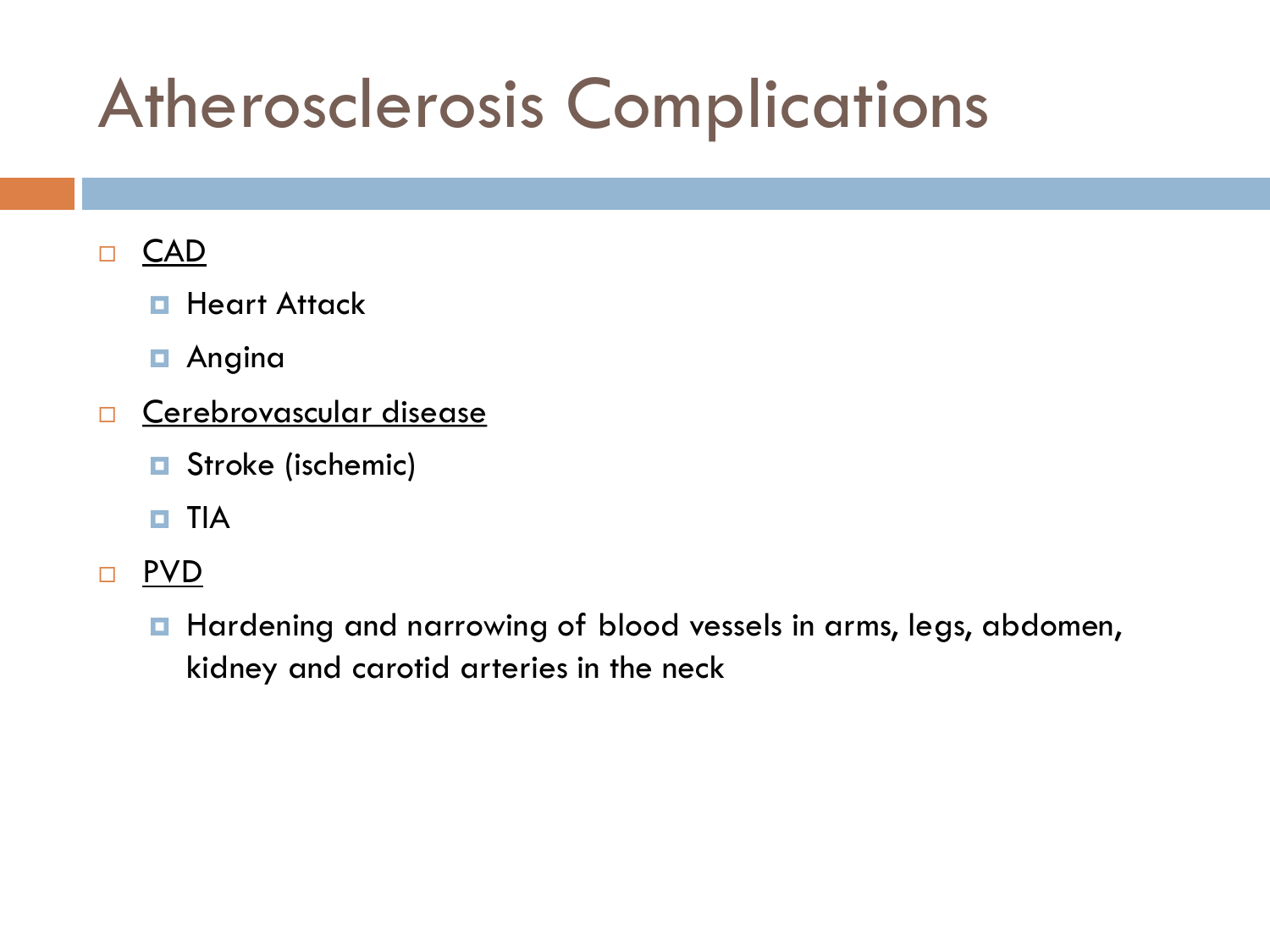# Atherosclerosis Complications

- <u>CAD</u>
  - Heart Attack
  - Angina
- <u>Cerebrovascular disease</u>
  - Stroke (ischemic)
  - TIA
- <u>PVD</u>
  - Hardening and narrowing of blood vessels in arms, legs, abdomen, kidney and carotid arteries in the neck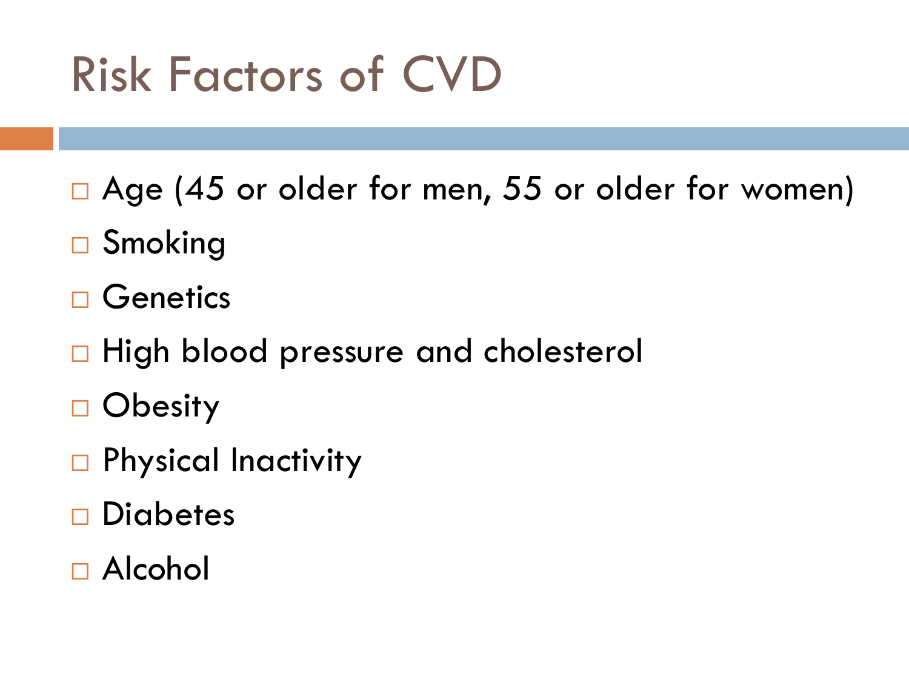# Risk Factors of CVD

- Age (45 or older for men, 55 or older for women)
- Smoking
- Genetics
- High blood pressure and cholesterol
- Obesity
- Physical Inactivity
- Diabetes
- Alcohol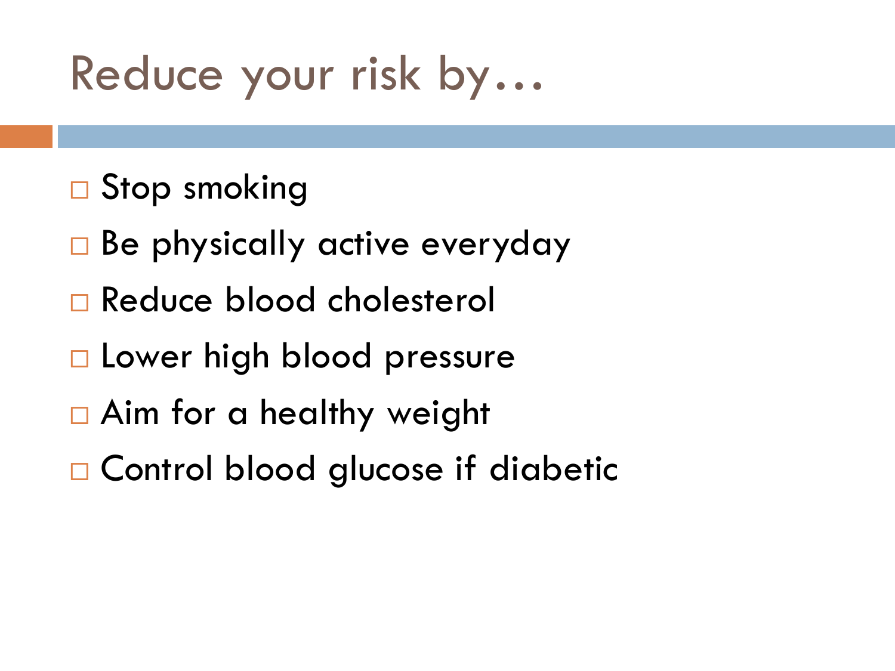# Reduce your risk by…

- Stop smoking
- Be physically active everyday
- Reduce blood cholesterol
- Lower high blood pressure
- Aim for a healthy weight
- Control blood glucose if diabetic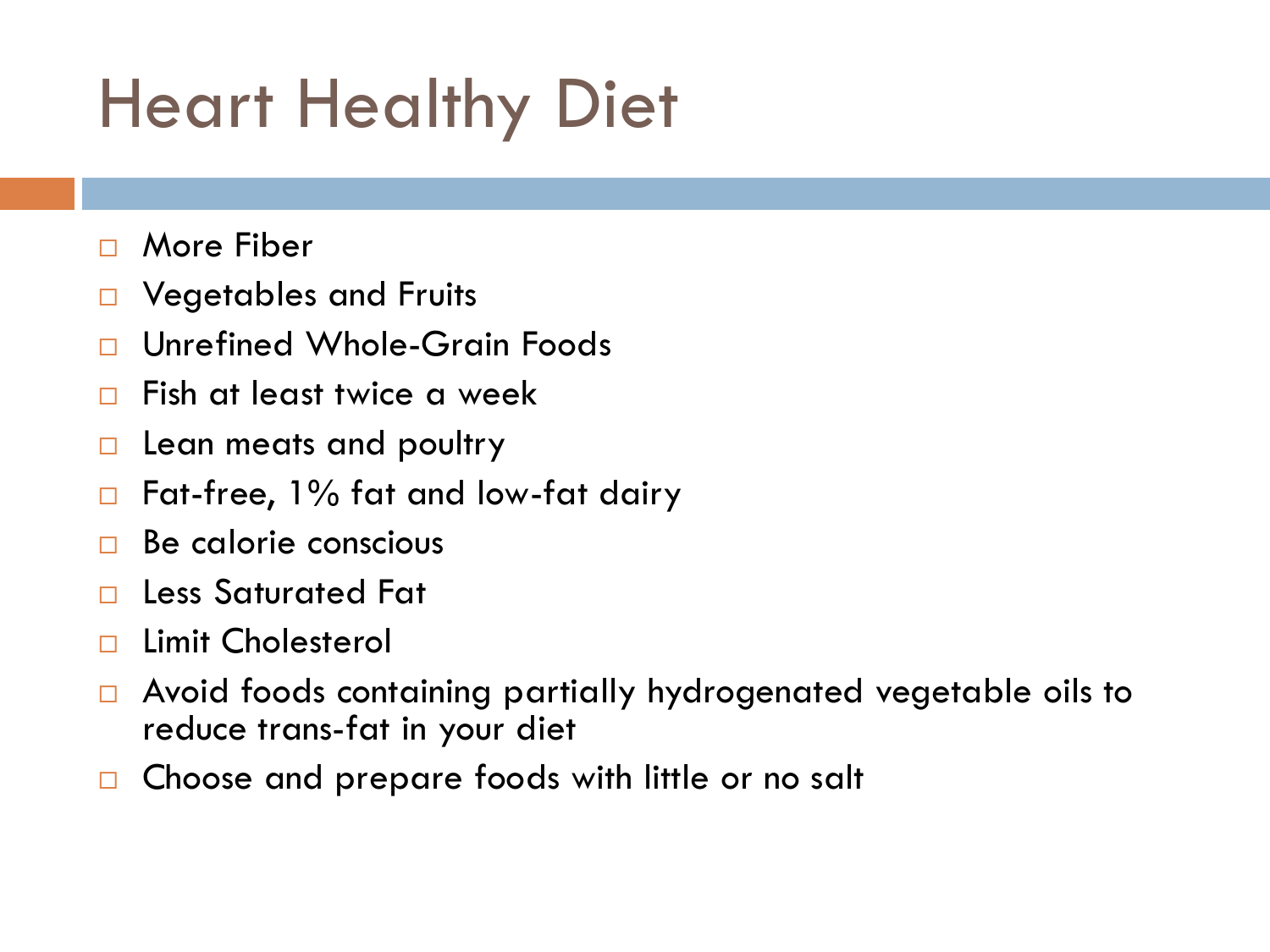# Heart Healthy Diet

- More Fiber
- Vegetables and Fruits
- Unrefined Whole-Grain Foods
- Fish at least twice a week
- Lean meats and poultry
- Fat-free, 1% fat and low-fat dairy
- Be calorie conscious
- Less Saturated Fat
- Limit Cholesterol
- Avoid foods containing partially hydrogenated vegetable oils to reduce trans-fat in your diet
- Choose and prepare foods with little or no salt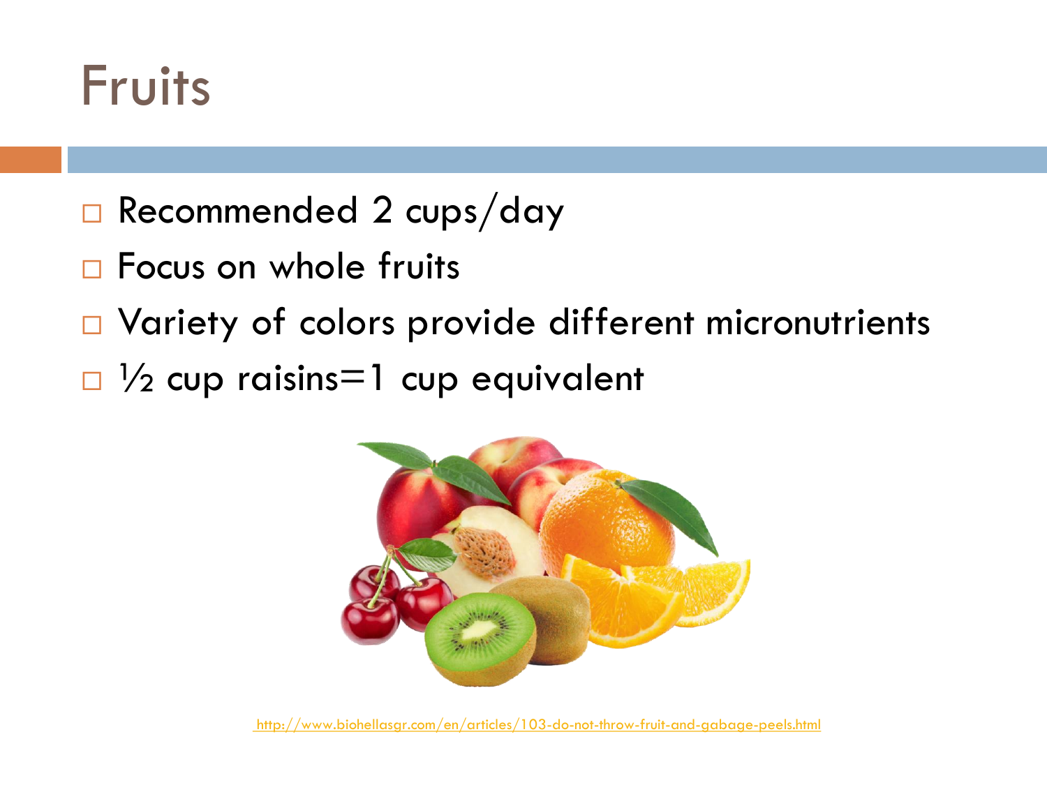# Fruits

- Recommended 2 cups/day
- Focus on whole fruits
- Variety of colors provide different micronutrients
- ½ cup raisins=1 cup equivalent

http://www.biohellasgr.com/en/articles/103-do-not-throw-fruit-and-gabage-peels.html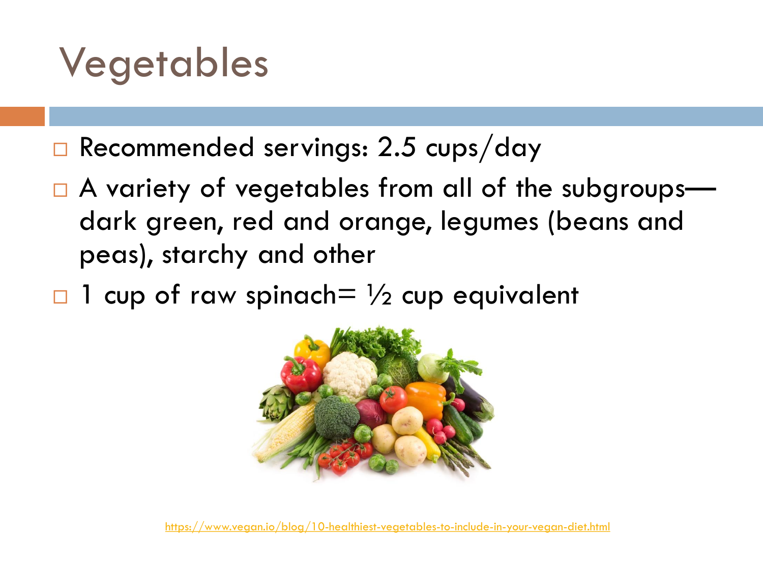# Vegetables

- Recommended servings: 2.5 cups/day
- A variety of vegetables from all of the subgroups—dark green, red and orange, legumes (beans and peas), starchy and other
- 1 cup of raw spinach= ½ cup equivalent

https://www.vegan.io/blog/10-healthiest-vegetables-to-include-in-your-vegan-diet.html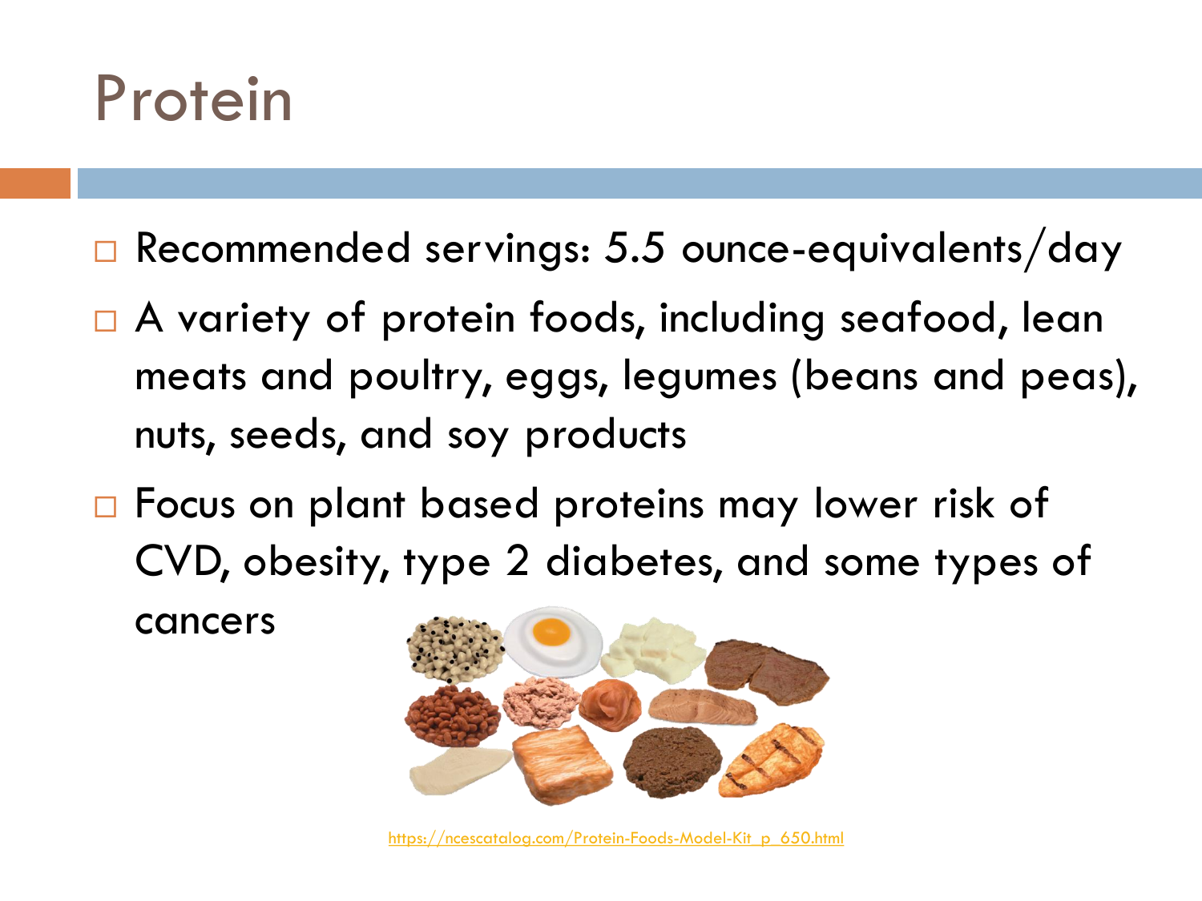# Protein

- Recommended servings: 5.5 ounce-equivalents/day
- A variety of protein foods, including seafood, lean meats and poultry, eggs, legumes (beans and peas), nuts, seeds, and soy products
- Focus on plant based proteins may lower risk of CVD, obesity, type 2 diabetes, and some types of cancers

https://ncescatalog.com/Protein-Foods-Model-Kit_p_650.html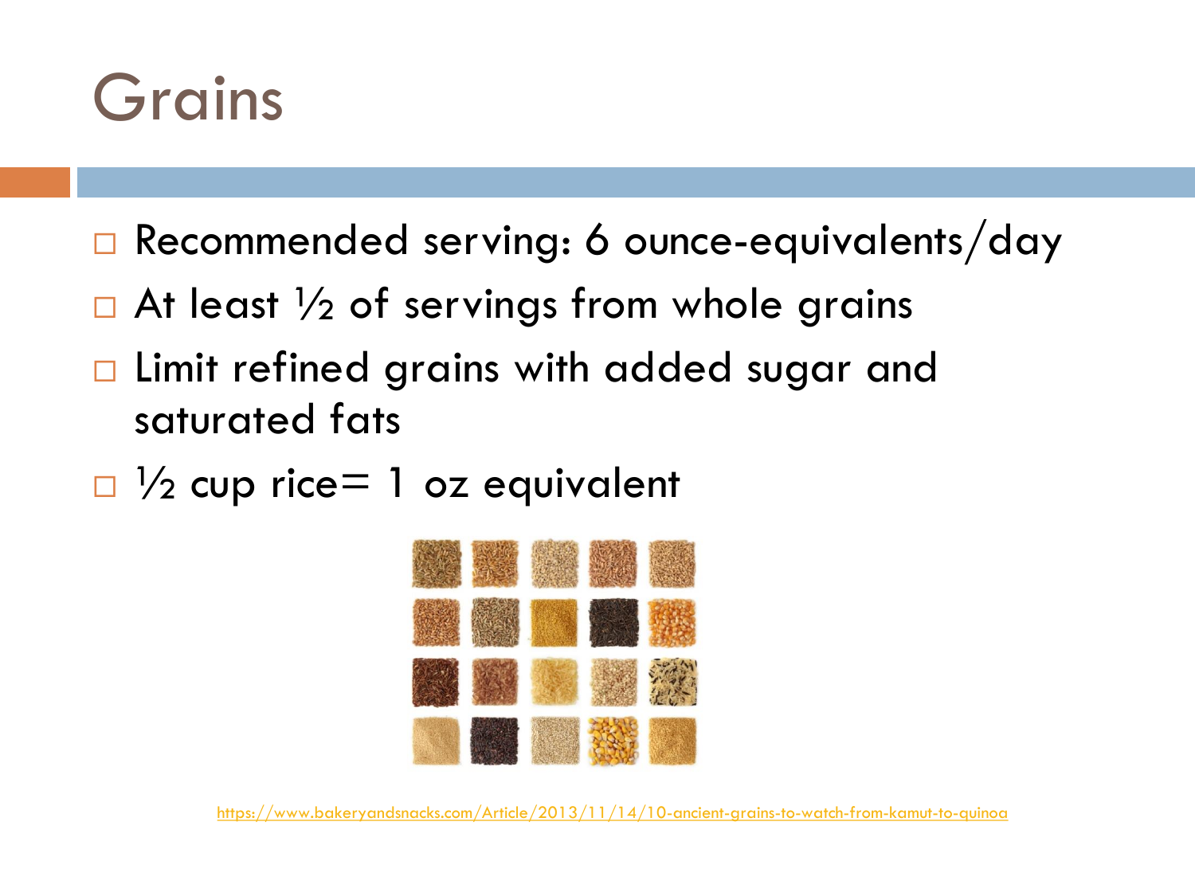# Grains

- Recommended serving: 6 ounce-equivalents/day
- At least ½ of servings from whole grains
- Limit refined grains with added sugar and saturated fats
- ½ cup rice= 1 oz equivalent

https://www.bakeryandsnacks.com/Article/2013/11/14/10-ancient-grains-to-watch-from-kamut-to-quinoa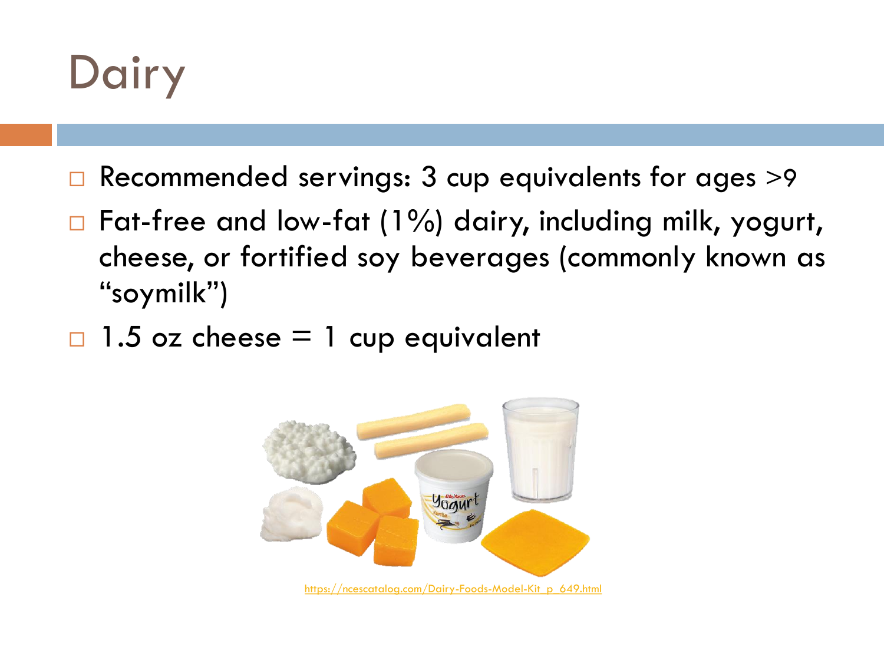# Dairy

- Recommended servings: 3 cup equivalents for ages >9
- Fat-free and low-fat (1%) dairy, including milk, yogurt, cheese, or fortified soy beverages (commonly known as "soymilk")
- 1.5 oz cheese = 1 cup equivalent

https://ncescatalog.com/Dairy-Foods-Model-Kit_p_649.html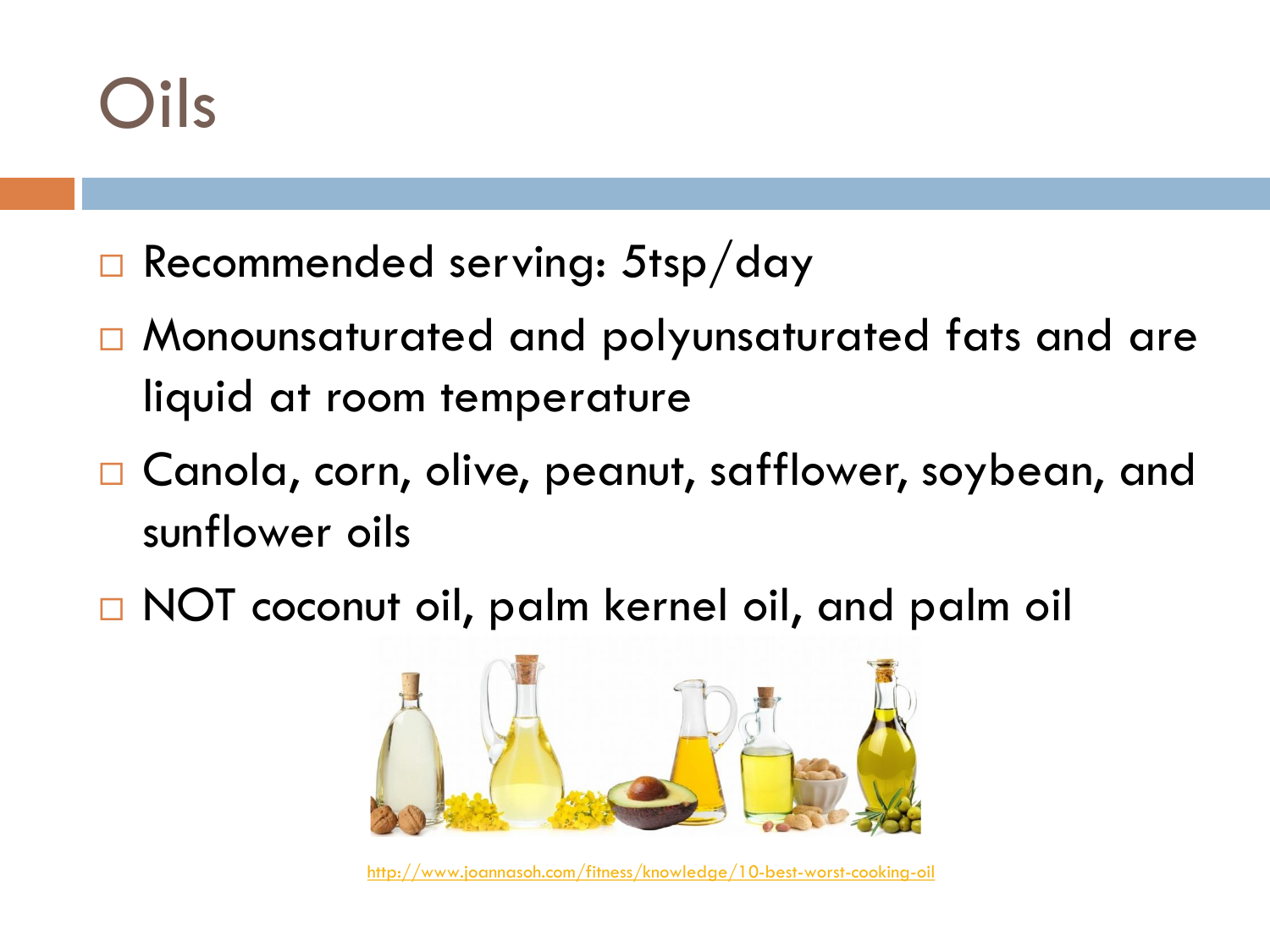# Oils

- Recommended serving: 5tsp/day
- Monounsaturated and polyunsaturated fats and are liquid at room temperature
- Canola, corn, olive, peanut, safflower, soybean, and sunflower oils
- NOT coconut oil, palm kernel oil, and palm oil

http://www.joannasoh.com/fitness/knowledge/10-best-worst-cooking-oil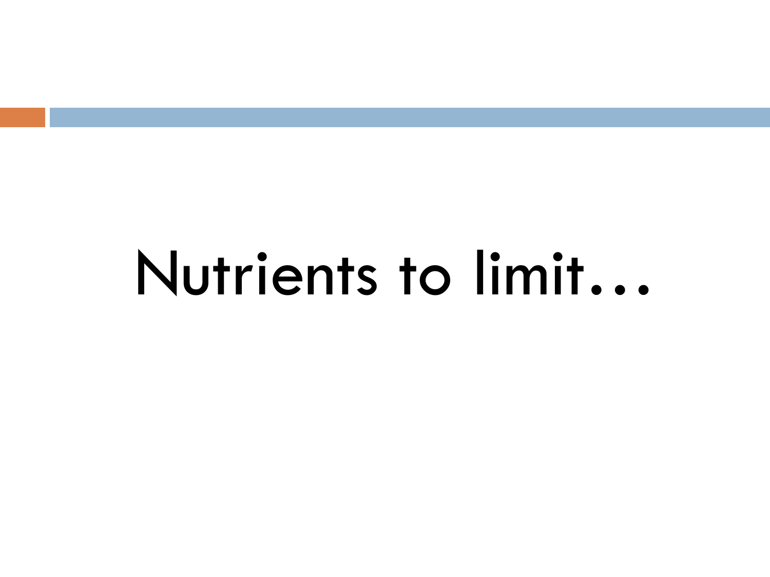# Nutrients to limit…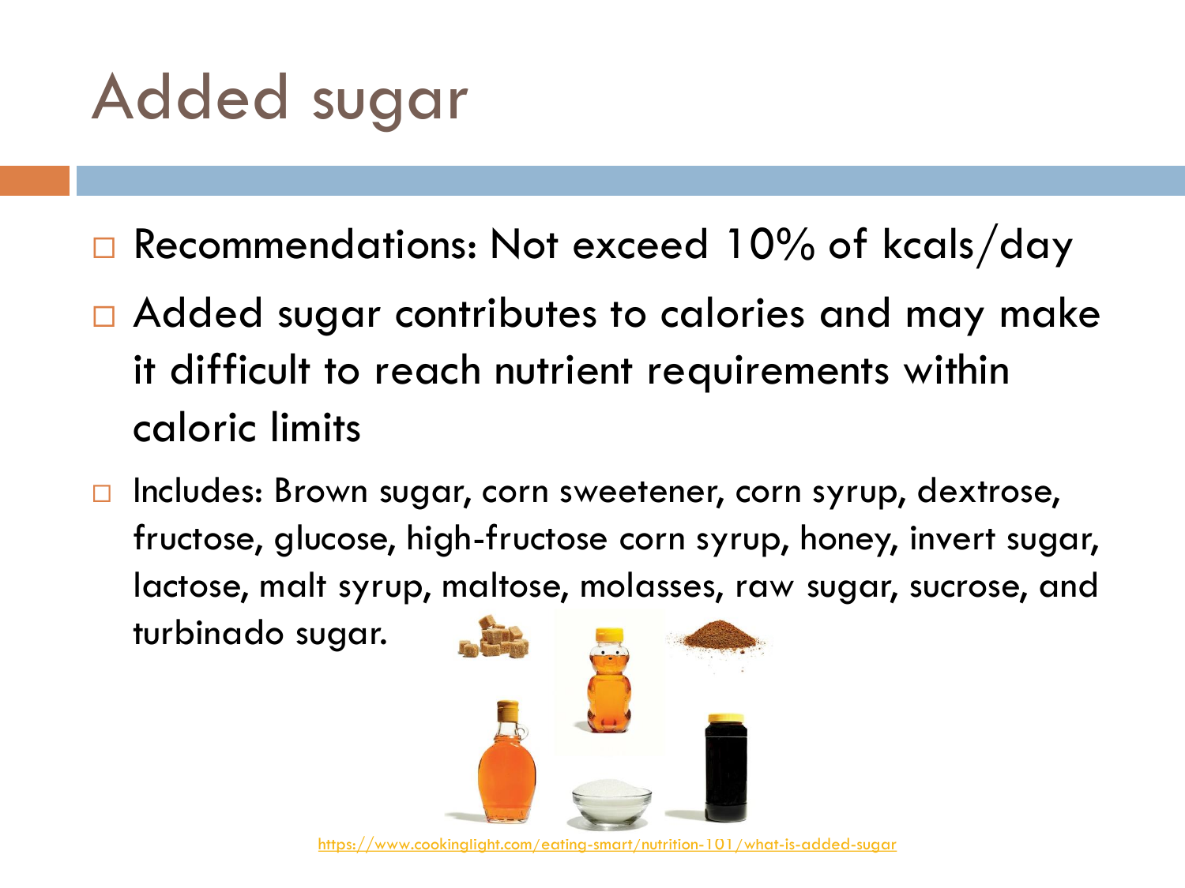# Added sugar

- Recommendations: Not exceed 10% of kcals/day
- Added sugar contributes to calories and may make it difficult to reach nutrient requirements within caloric limits
- Includes: Brown sugar, corn sweetener, corn syrup, dextrose, fructose, glucose, high-fructose corn syrup, honey, invert sugar, lactose, malt syrup, maltose, molasses, raw sugar, sucrose, and turbinado sugar.

https://www.cookinglight.com/eating-smart/nutrition-101/what-is-added-sugar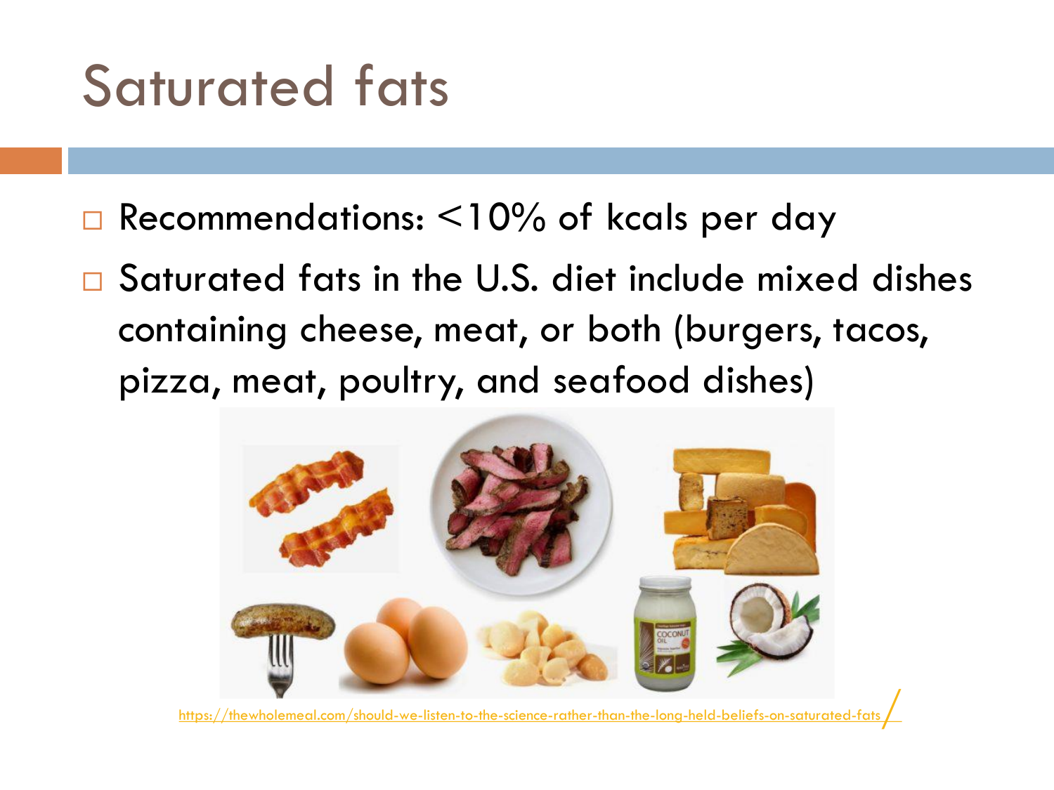# Saturated fats

- Recommendations: <10% of kcals per day
- Saturated fats in the U.S. diet include mixed dishes containing cheese, meat, or both (burgers, tacos, pizza, meat, poultry, and seafood dishes)

https://thewholemeal.com/should-we-listen-to-the-science-rather-than-the-long-held-beliefs-on-saturated-fats/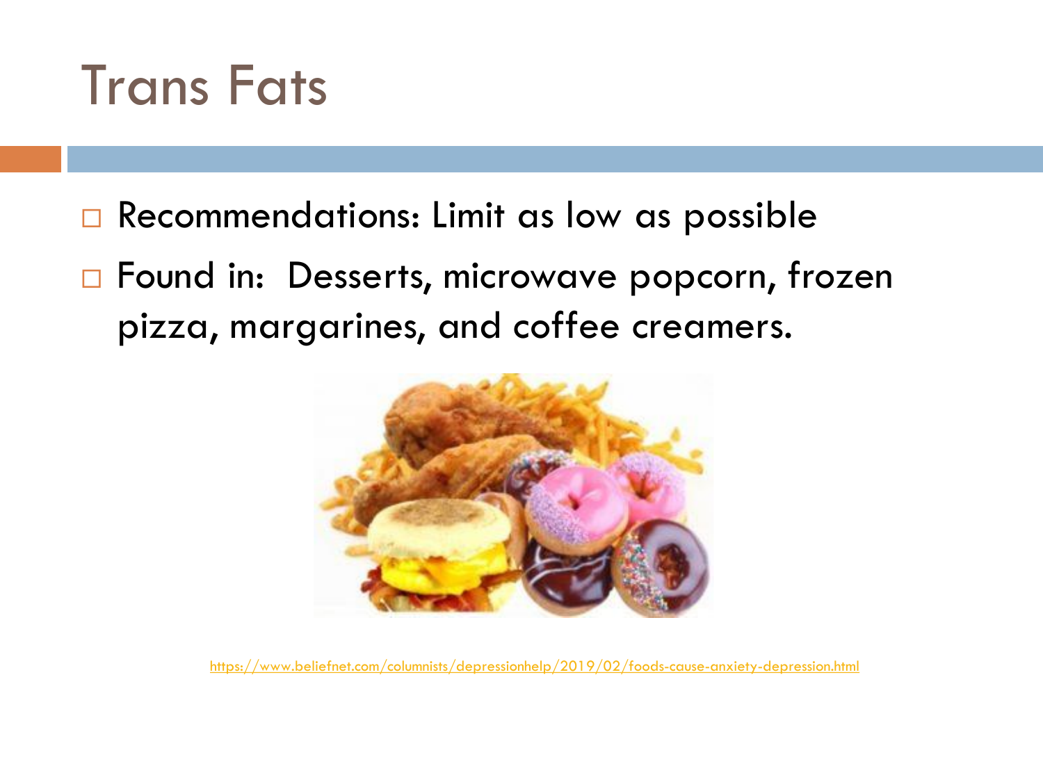# Trans Fats

- Recommendations: Limit as low as possible
- Found in: Desserts, microwave popcorn, frozen pizza, margarines, and coffee creamers.

https://www.beliefnet.com/columnists/depressionhelp/2019/02/foods-cause-anxiety-depression.html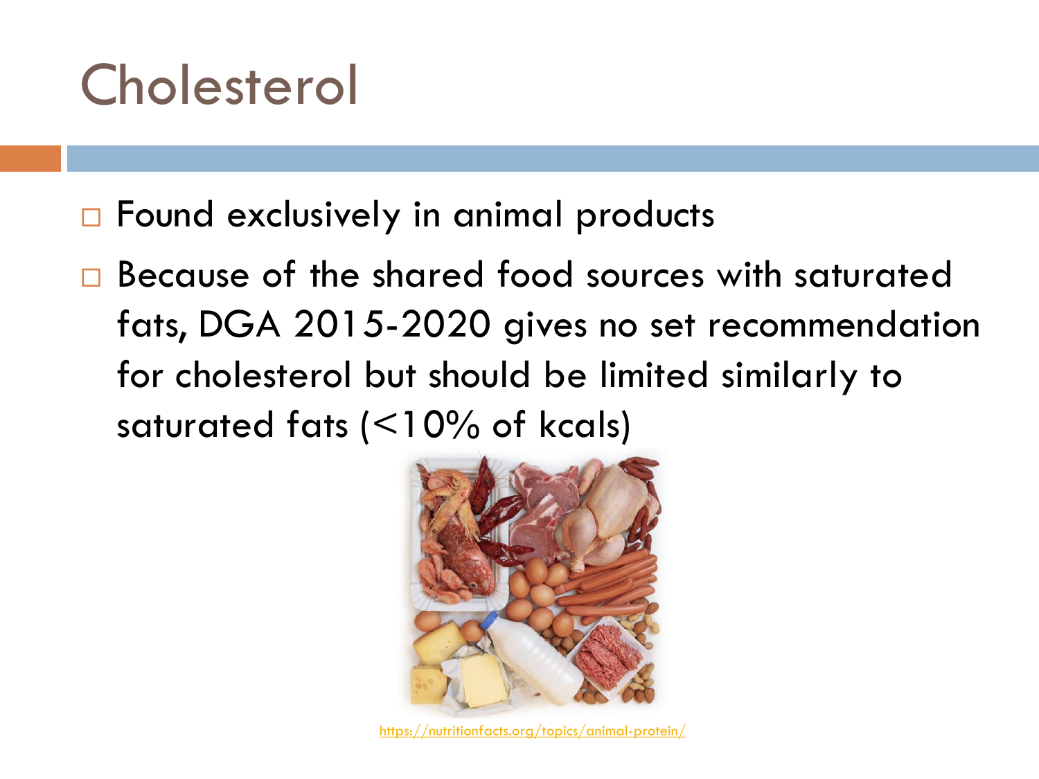# Cholesterol

- Found exclusively in animal products
- Because of the shared food sources with saturated fats, DGA 2015-2020 gives no set recommendation for cholesterol but should be limited similarly to saturated fats (<10% of kcals)

https://nutritionfacts.org/topics/animal-protein/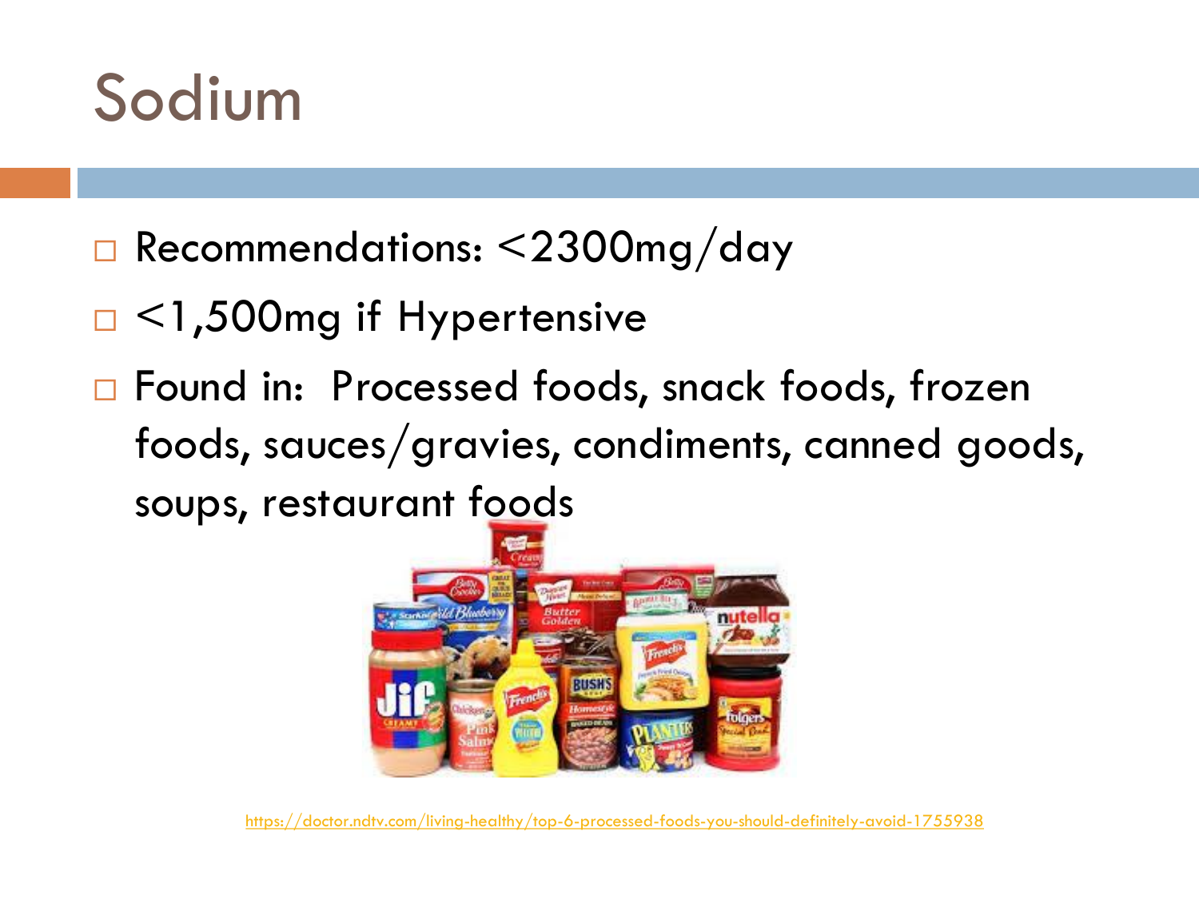# Sodium

- Recommendations: <2300mg/day
- <1,500mg if Hypertensive
- Found in: Processed foods, snack foods, frozen foods, sauces/gravies, condiments, canned goods, soups, restaurant foods

https://doctor.ndtv.com/living-healthy/top-6-processed-foods-you-should-definitely-avoid-1755938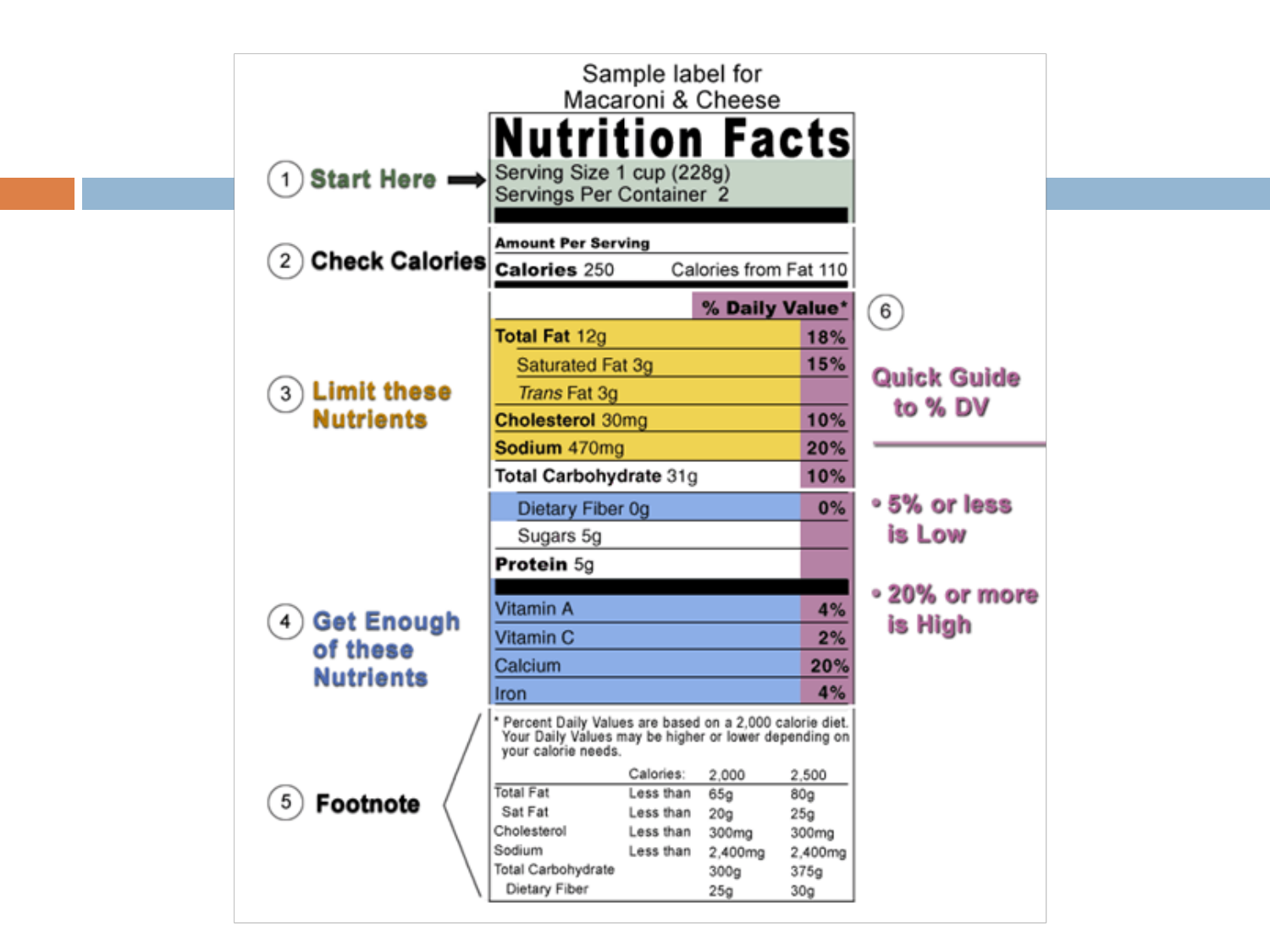Sample label for
Macaroni & Cheese

# Nutrition Facts

① **Start Here** →

Serving Size 1 cup (228g)
Servings Per Container 2

② **Check Calories**

**Amount Per Serving**
**Calories** 250 Calories from Fat 110

⑥ **Quick Guide to % DV**

- **5% or less is Low**
- **20% or more is High**

③ **Limit these Nutrients**

④ **Get Enough of these Nutrients**

| | % Daily Value* |
|---|---|
| **Total Fat** 12g | 18% |
| Saturated Fat 3g | 15% |
| *Trans* Fat 3g | |
| **Cholesterol** 30mg | 10% |
| **Sodium** 470mg | 20% |
| **Total Carbohydrate** 31g | 10% |
| Dietary Fiber 0g | 0% |
| Sugars 5g | |
| **Protein** 5g | |
| Vitamin A | 4% |
| Vitamin C | 2% |
| Calcium | 20% |
| Iron | 4% |

⑤ **Footnote**

* Percent Daily Values are based on a 2,000 calorie diet. Your Daily Values may be higher or lower depending on your calorie needs.

| | Calories: | 2,000 | 2,500 |
|---|---|---|---|
| Total Fat | Less than | 65g | 80g |
| Sat Fat | Less than | 20g | 25g |
| Cholesterol | Less than | 300mg | 300mg |
| Sodium | Less than | 2,400mg | 2,400mg |
| Total Carbohydrate | | 300g | 375g |
| Dietary Fiber | | 25g | 30g |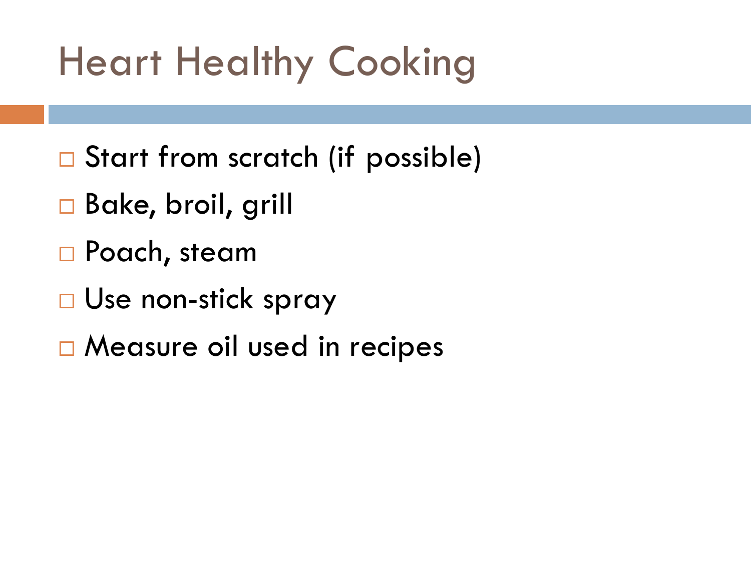# Heart Healthy Cooking

- Start from scratch (if possible)
- Bake, broil, grill
- Poach, steam
- Use non-stick spray
- Measure oil used in recipes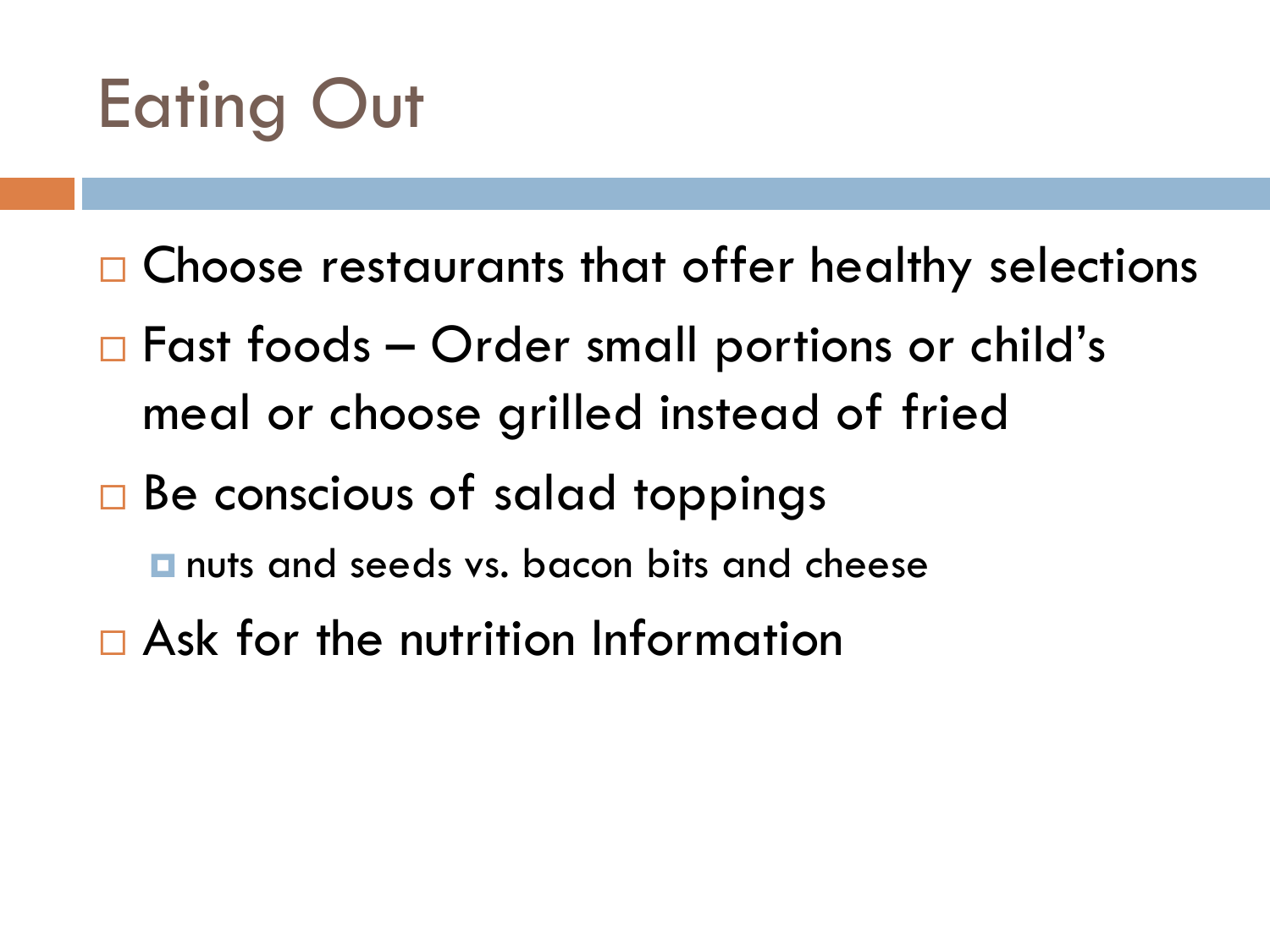# Eating Out

- Choose restaurants that offer healthy selections
- Fast foods – Order small portions or child's meal or choose grilled instead of fried
- Be conscious of salad toppings
  - nuts and seeds vs. bacon bits and cheese
- Ask for the nutrition Information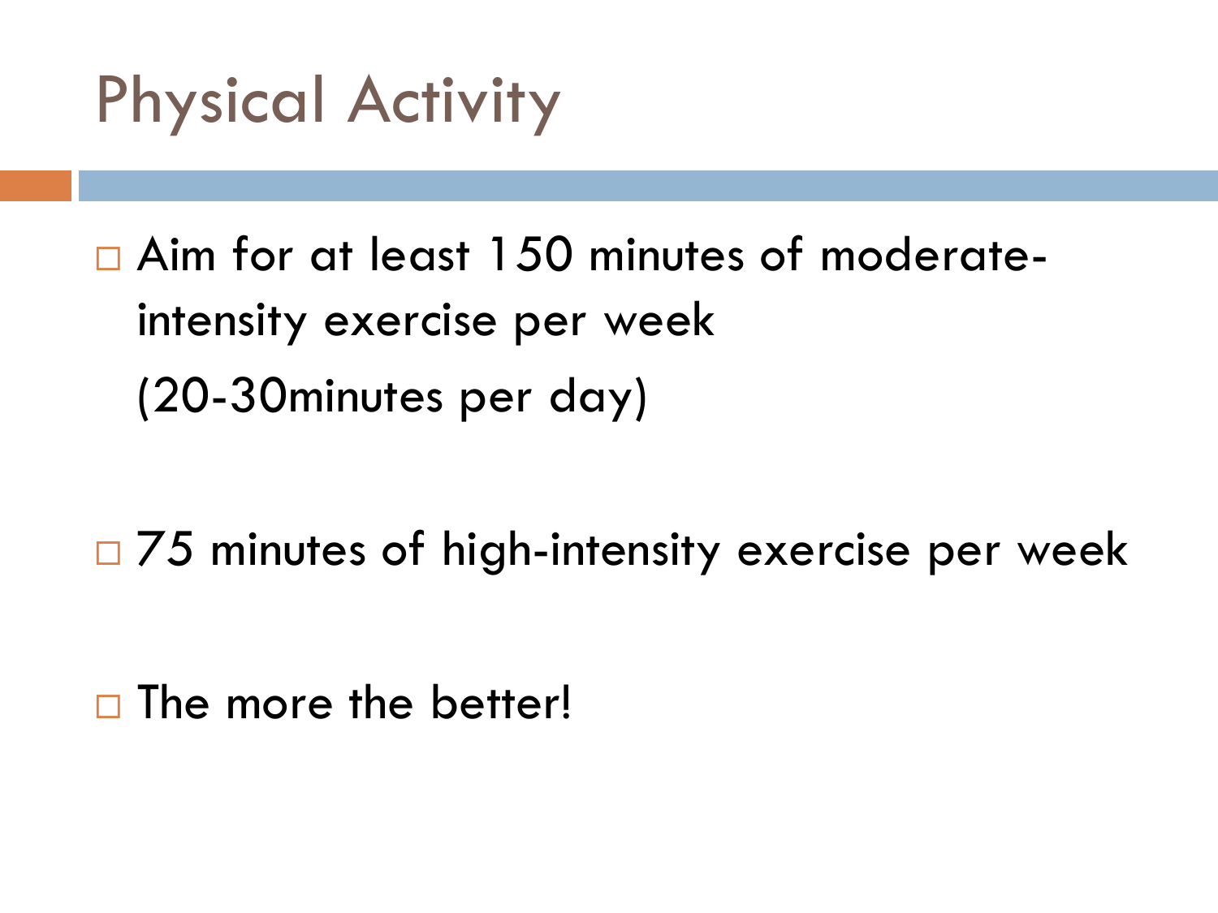# Physical Activity

- Aim for at least 150 minutes of moderate-intensity exercise per week

  (20-30minutes per day)

- 75 minutes of high-intensity exercise per week

- The more the better!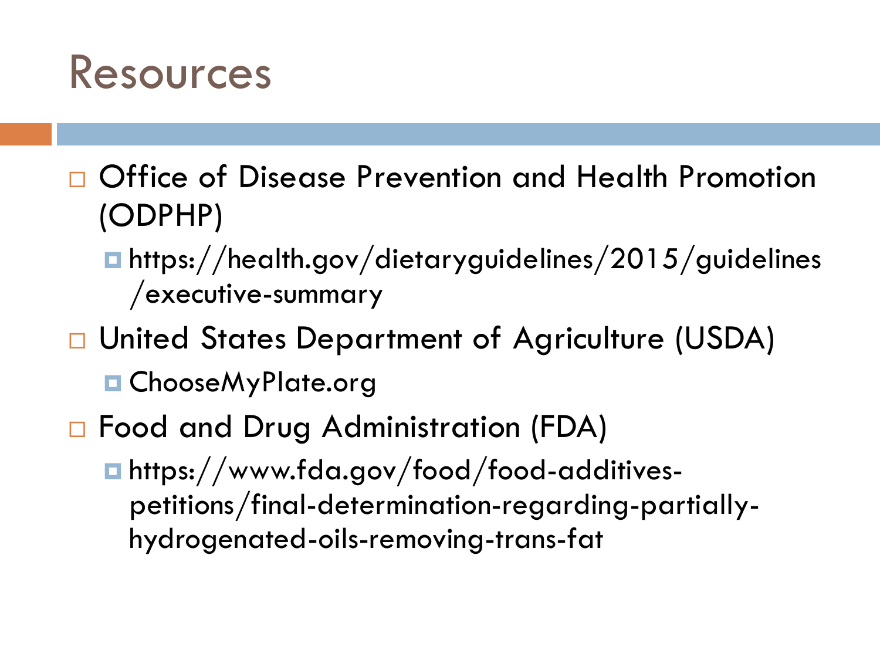# Resources

- Office of Disease Prevention and Health Promotion (ODPHP)
  - https://health.gov/dietaryguidelines/2015/guidelines/executive-summary
- United States Department of Agriculture (USDA)
  - ChooseMyPlate.org
- Food and Drug Administration (FDA)
  - https://www.fda.gov/food/food-additives-petitions/final-determination-regarding-partially-hydrogenated-oils-removing-trans-fat